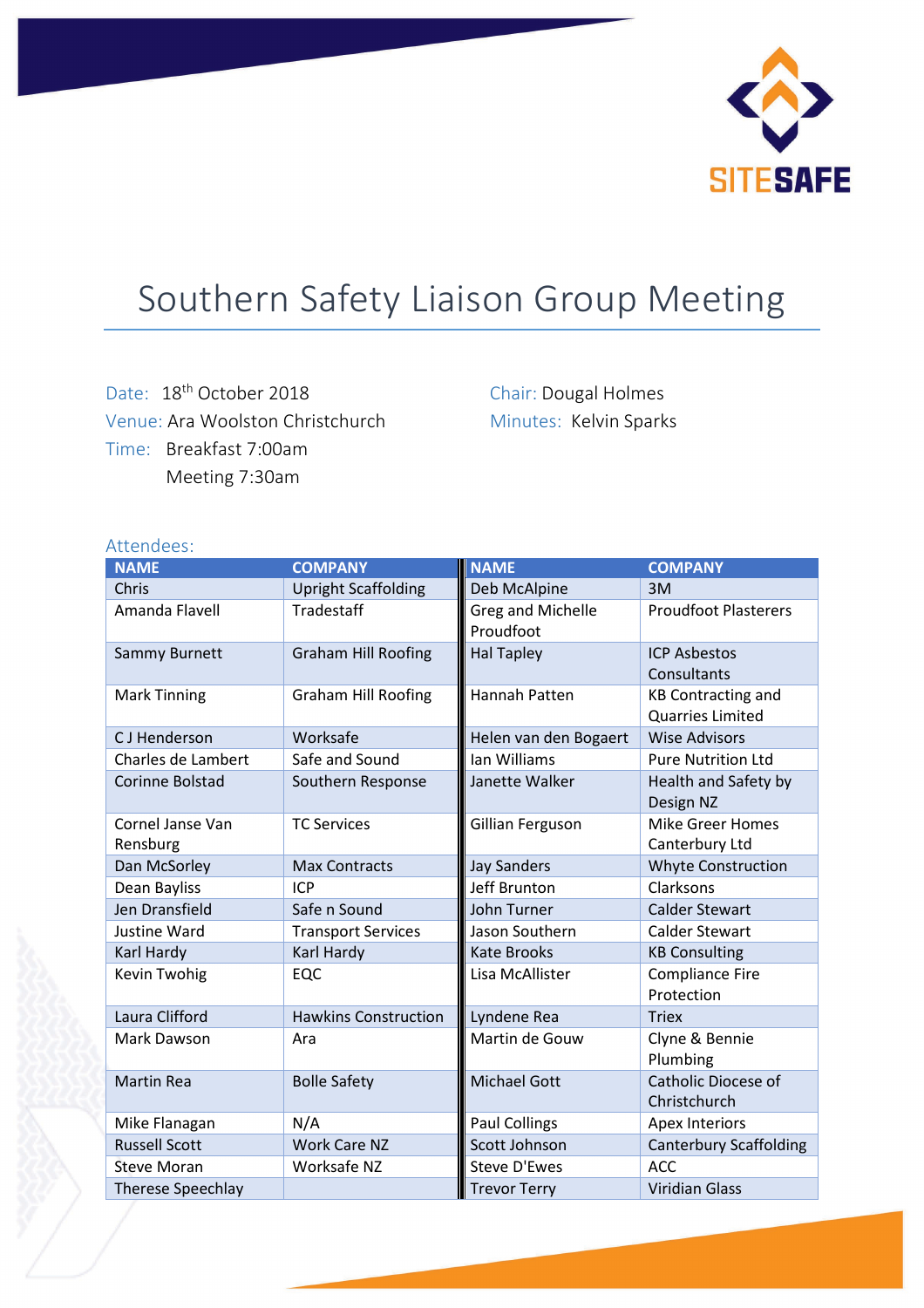SITESAFE

# Southern Safety Liaison Group Meeting

Date: 18th October 2018
Venue: Ara Woolston Christchurch
Time: Breakfast 7:00am
Meeting 7:30am

Chair: Dougal Holmes
Minutes: Kelvin Sparks

Attendees:

| NAME | COMPANY | NAME | COMPANY |
|---|---|---|---|
| Chris | Upright Scaffolding | Deb McAlpine | 3M |
| Amanda Flavell | Tradestaff | Greg and Michelle Proudfoot | Proudfoot Plasterers |
| Sammy Burnett | Graham Hill Roofing | Hal Tapley | ICP Asbestos Consultants |
| Mark Tinning | Graham Hill Roofing | Hannah Patten | KB Contracting and Quarries Limited |
| C J Henderson | Worksafe | Helen van den Bogaert | Wise Advisors |
| Charles de Lambert | Safe and Sound | Ian Williams | Pure Nutrition Ltd |
| Corinne Bolstad | Southern Response | Janette Walker | Health and Safety by Design NZ |
| Cornel Janse Van Rensburg | TC Services | Gillian Ferguson | Mike Greer Homes Canterbury Ltd |
| Dan McSorley | Max Contracts | Jay Sanders | Whyte Construction |
| Dean Bayliss | ICP | Jeff Brunton | Clarksons |
| Jen Dransfield | Safe n Sound | John Turner | Calder Stewart |
| Justine Ward | Transport Services | Jason Southern | Calder Stewart |
| Karl Hardy | Karl Hardy | Kate Brooks | KB Consulting |
| Kevin Twohig | EQC | Lisa McAllister | Compliance Fire Protection |
| Laura Clifford | Hawkins Construction | Lyndene Rea | Triex |
| Mark Dawson | Ara | Martin de Gouw | Clyne & Bennie Plumbing |
| Martin Rea | Bolle Safety | Michael Gott | Catholic Diocese of Christchurch |
| Mike Flanagan | N/A | Paul Collings | Apex Interiors |
| Russell Scott | Work Care NZ | Scott Johnson | Canterbury Scaffolding |
| Steve Moran | Worksafe NZ | Steve D'Ewes | ACC |
| Therese Speechlay | | Trevor Terry | Viridian Glass |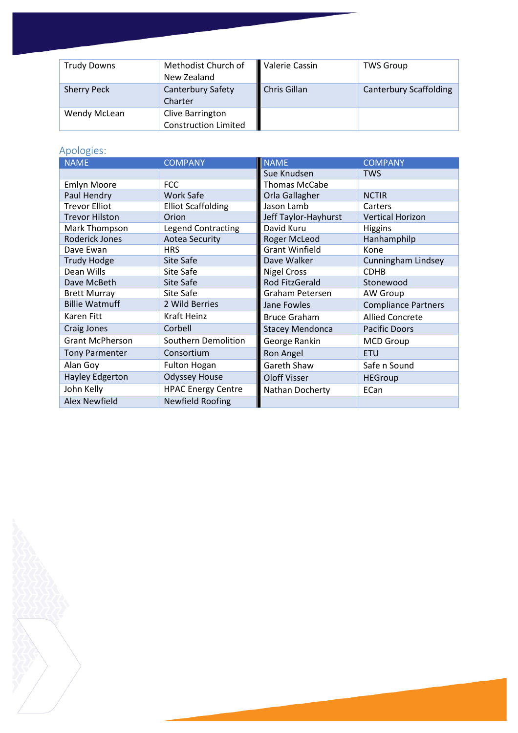| | | | |
|---|---|---|---|
| Trudy Downs | Methodist Church of New Zealand | Valerie Cassin | TWS Group |
| Sherry Peck | Canterbury Safety Charter | Chris Gillan | Canterbury Scaffolding |
| Wendy McLean | Clive Barrington Construction Limited | | |

## Apologies:

| NAME | COMPANY | NAME | COMPANY |
|---|---|---|---|
| | | Sue Knudsen | TWS |
| Emlyn Moore | FCC | Thomas McCabe | |
| Paul Hendry | Work Safe | Orla Gallagher | NCTIR |
| Trevor Elliot | Elliot Scaffolding | Jason Lamb | Carters |
| Trevor Hilston | Orion | Jeff Taylor-Hayhurst | Vertical Horizon |
| Mark Thompson | Legend Contracting | David Kuru | Higgins |
| Roderick Jones | Aotea Security | Roger McLeod | Hanhamphilp |
| Dave Ewan | HRS | Grant Winfield | Kone |
| Trudy Hodge | Site Safe | Dave Walker | Cunningham Lindsey |
| Dean Wills | Site Safe | Nigel Cross | CDHB |
| Dave McBeth | Site Safe | Rod FitzGerald | Stonewood |
| Brett Murray | Site Safe | Graham Petersen | AW Group |
| Billie Watmuff | 2 Wild Berries | Jane Fowles | Compliance Partners |
| Karen Fitt | Kraft Heinz | Bruce Graham | Allied Concrete |
| Craig Jones | Corbell | Stacey Mendonca | Pacific Doors |
| Grant McPherson | Southern Demolition | George Rankin | MCD Group |
| Tony Parmenter | Consortium | Ron Angel | ETU |
| Alan Goy | Fulton Hogan | Gareth Shaw | Safe n Sound |
| Hayley Edgerton | Odyssey House | Oloff Visser | HEGroup |
| John Kelly | HPAC Energy Centre | Nathan Docherty | ECan |
| Alex Newfield | Newfield Roofing | | |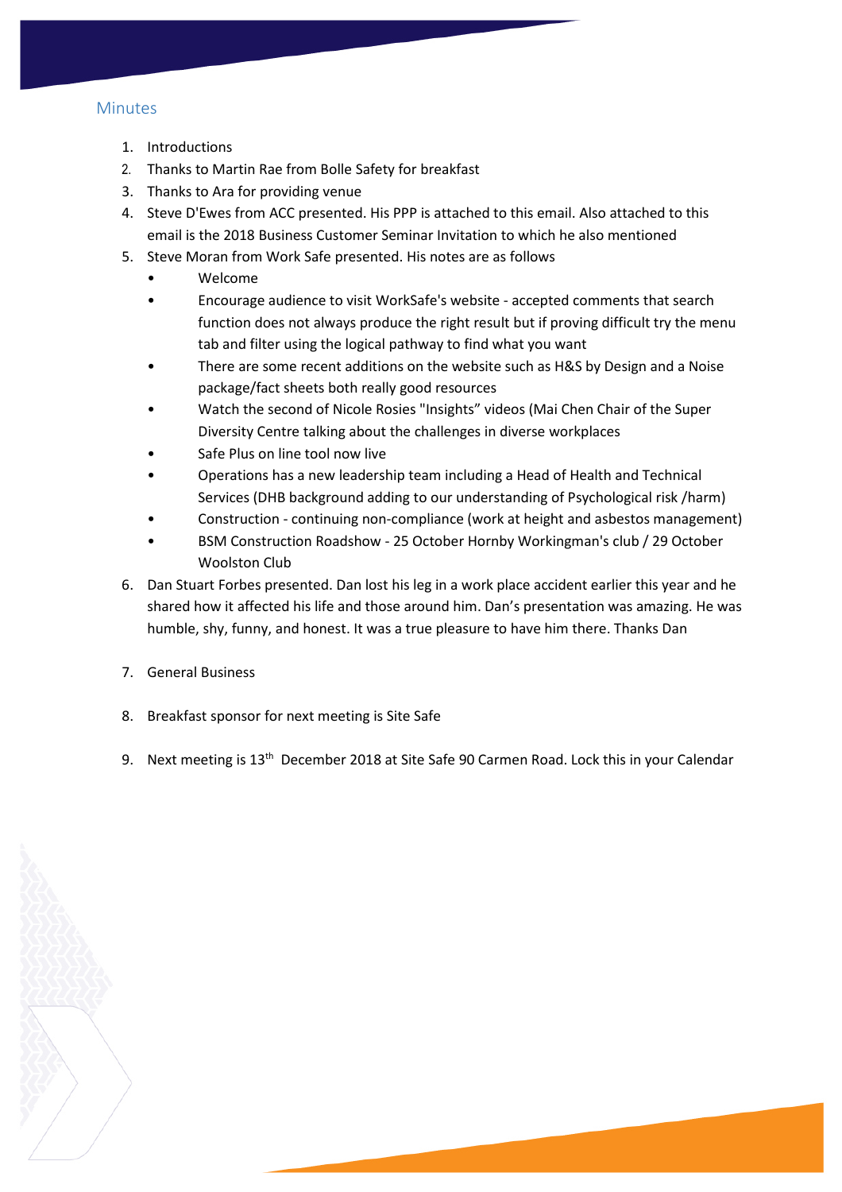## Minutes

1. Introductions
2. Thanks to Martin Rae from Bolle Safety for breakfast
3. Thanks to Ara for providing venue
4. Steve D'Ewes from ACC presented. His PPP is attached to this email. Also attached to this email is the 2018 Business Customer Seminar Invitation to which he also mentioned
5. Steve Moran from Work Safe presented. His notes are as follows
   - Welcome
   - Encourage audience to visit WorkSafe's website - accepted comments that search function does not always produce the right result but if proving difficult try the menu tab and filter using the logical pathway to find what you want
   - There are some recent additions on the website such as H&S by Design and a Noise package/fact sheets both really good resources
   - Watch the second of Nicole Rosies "Insights" videos (Mai Chen Chair of the Super Diversity Centre talking about the challenges in diverse workplaces
   - Safe Plus on line tool now live
   - Operations has a new leadership team including a Head of Health and Technical Services (DHB background adding to our understanding of Psychological risk /harm)
   - Construction - continuing non-compliance (work at height and asbestos management)
   - BSM Construction Roadshow - 25 October Hornby Workingman's club / 29 October Woolston Club
6. Dan Stuart Forbes presented. Dan lost his leg in a work place accident earlier this year and he shared how it affected his life and those around him. Dan's presentation was amazing. He was humble, shy, funny, and honest. It was a true pleasure to have him there. Thanks Dan
7. General Business
8. Breakfast sponsor for next meeting is Site Safe
9. Next meeting is 13th December 2018 at Site Safe 90 Carmen Road. Lock this in your Calendar